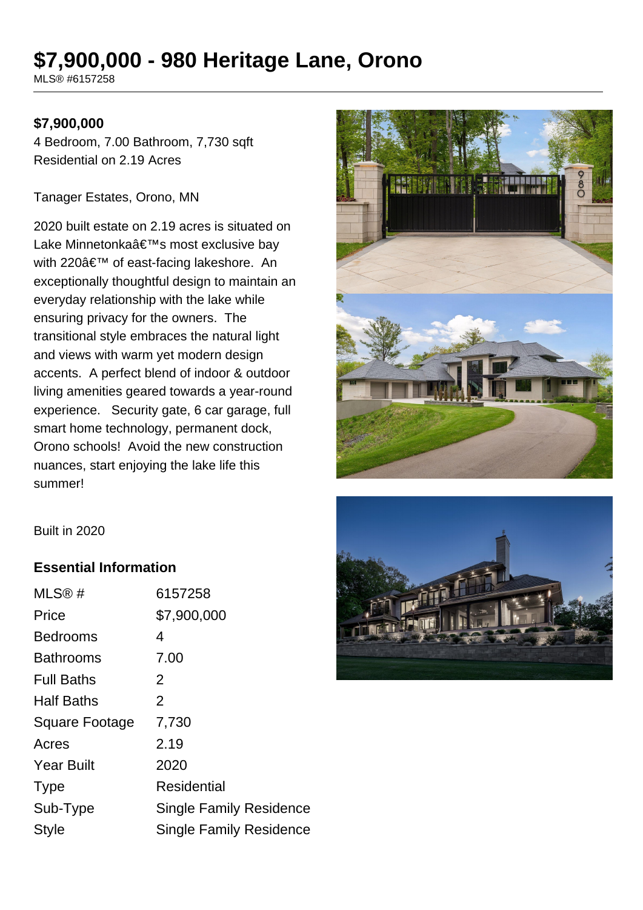# $7,900,000 - 980 Heritage Lane, Orono

MLS® #6157258

**$7,900,000**

4 Bedroom, 7.00 Bathroom, 7,730 sqft
Residential on 2.19 Acres

Tanager Estates, Orono, MN

2020 built estate on 2.19 acres is situated on Lake Minnetonkaâ€™s most exclusive bay with 220â€™ of east-facing lakeshore. An exceptionally thoughtful design to maintain an everyday relationship with the lake while ensuring privacy for the owners. The transitional style embraces the natural light and views with warm yet modern design accents. A perfect blend of indoor & outdoor living amenities geared towards a year-round experience. Security gate, 6 car garage, full smart home technology, permanent dock, Orono schools! Avoid the new construction nuances, start enjoying the lake life this summer!

Built in 2020

### Essential Information

| | |
|---|---|
| MLS® # | 6157258 |
| Price | $7,900,000 |
| Bedrooms | 4 |
| Bathrooms | 7.00 |
| Full Baths | 2 |
| Half Baths | 2 |
| Square Footage | 7,730 |
| Acres | 2.19 |
| Year Built | 2020 |
| Type | Residential |
| Sub-Type | Single Family Residence |
| Style | Single Family Residence |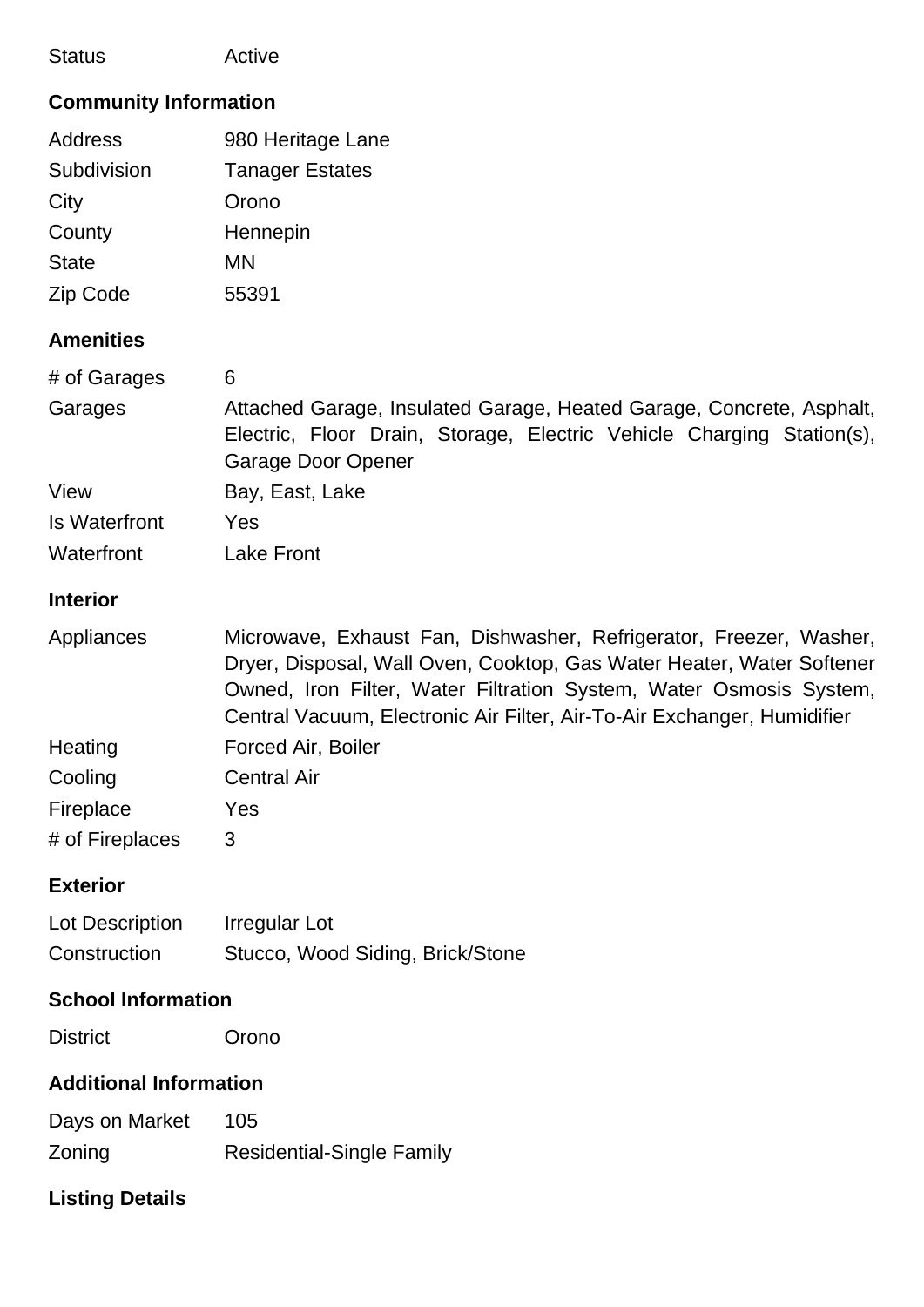| Status | Active |
|---|---|

## Community Information

| | |
|---|---|
| Address | 980 Heritage Lane |
| Subdivision | Tanager Estates |
| City | Orono |
| County | Hennepin |
| State | MN |
| Zip Code | 55391 |

## Amenities

| | |
|---|---|
| # of Garages | 6 |
| Garages | Attached Garage, Insulated Garage, Heated Garage, Concrete, Asphalt, Electric, Floor Drain, Storage, Electric Vehicle Charging Station(s), Garage Door Opener |
| View | Bay, East, Lake |
| Is Waterfront | Yes |
| Waterfront | Lake Front |

## Interior

| | |
|---|---|
| Appliances | Microwave, Exhaust Fan, Dishwasher, Refrigerator, Freezer, Washer, Dryer, Disposal, Wall Oven, Cooktop, Gas Water Heater, Water Softener Owned, Iron Filter, Water Filtration System, Water Osmosis System, Central Vacuum, Electronic Air Filter, Air-To-Air Exchanger, Humidifier |
| Heating | Forced Air, Boiler |
| Cooling | Central Air |
| Fireplace | Yes |
| # of Fireplaces | 3 |

## Exterior

| | |
|---|---|
| Lot Description | Irregular Lot |
| Construction | Stucco, Wood Siding, Brick/Stone |

## School Information

| | |
|---|---|
| District | Orono |

## Additional Information

| | |
|---|---|
| Days on Market | 105 |
| Zoning | Residential-Single Family |

## Listing Details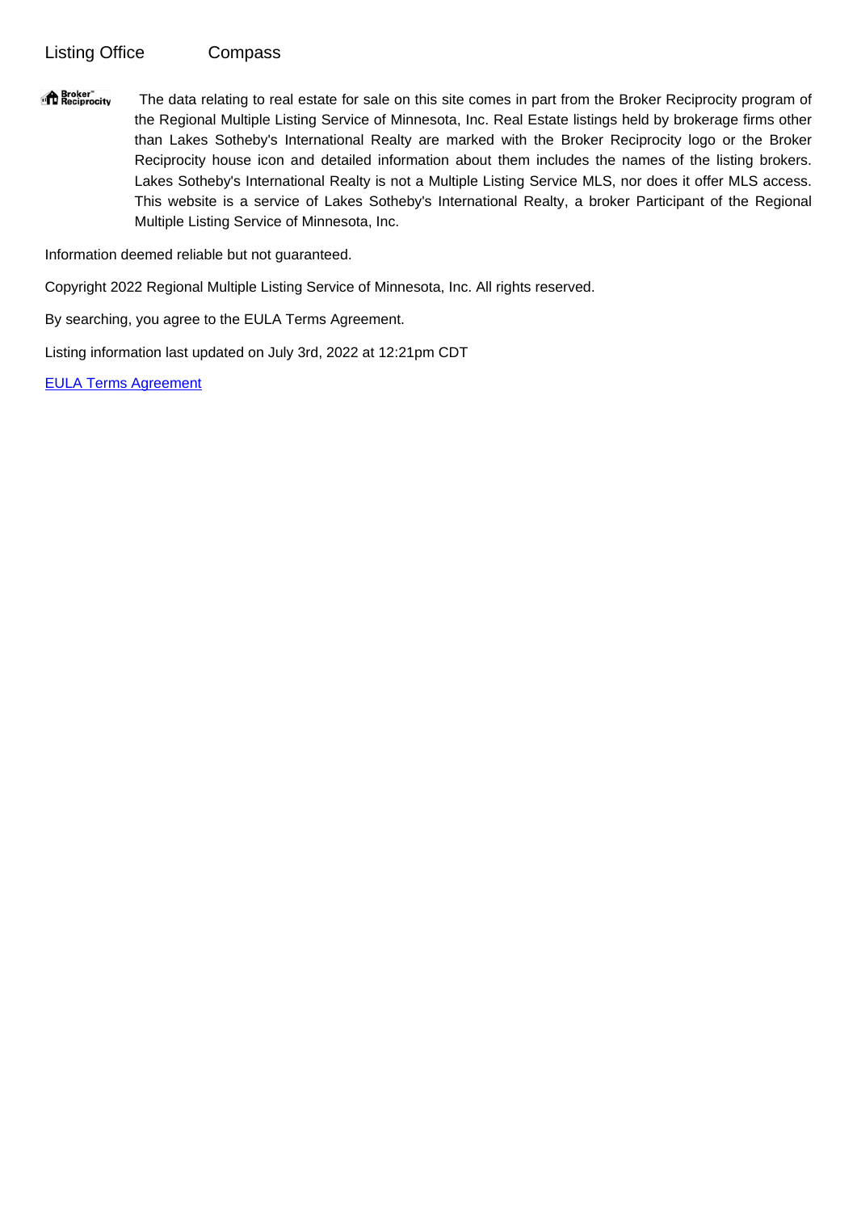Listing Office Compass

The data relating to real estate for sale on this site comes in part from the Broker Reciprocity program of the Regional Multiple Listing Service of Minnesota, Inc. Real Estate listings held by brokerage firms other than Lakes Sotheby's International Realty are marked with the Broker Reciprocity logo or the Broker Reciprocity house icon and detailed information about them includes the names of the listing brokers. Lakes Sotheby's International Realty is not a Multiple Listing Service MLS, nor does it offer MLS access. This website is a service of Lakes Sotheby's International Realty, a broker Participant of the Regional Multiple Listing Service of Minnesota, Inc.

Information deemed reliable but not guaranteed.

Copyright 2022 Regional Multiple Listing Service of Minnesota, Inc. All rights reserved.

By searching, you agree to the EULA Terms Agreement.

Listing information last updated on July 3rd, 2022 at 12:21pm CDT

EULA Terms Agreement